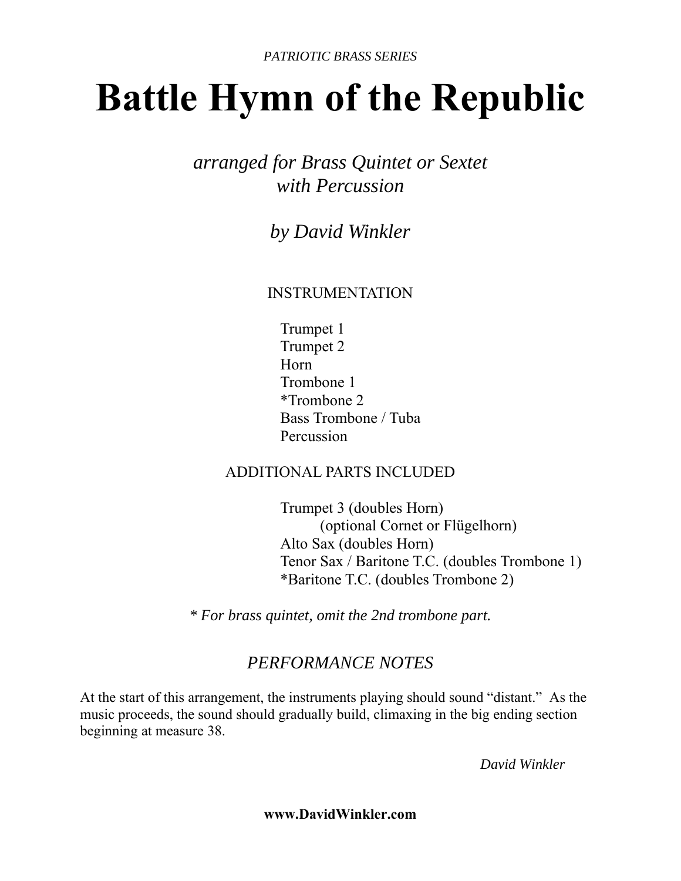*PATRIOTIC BRASS SERIES*

# Battle Hymn of the Republic

*arranged for Brass Quintet or Sextet*
*with Percussion*

*by David Winkler*

INSTRUMENTATION

Trumpet 1
Trumpet 2
Horn
Trombone 1
*Trombone 2
Bass Trombone / Tuba
Percussion

ADDITIONAL PARTS INCLUDED

Trumpet 3 (doubles Horn)
(optional Cornet or Flügelhorn)
Alto Sax (doubles Horn)
Tenor Sax / Baritone T.C. (doubles Trombone 1)
*Baritone T.C. (doubles Trombone 2)

*\* For brass quintet, omit the 2nd trombone part.*

## *PERFORMANCE NOTES*

At the start of this arrangement, the instruments playing should sound "distant." As the music proceeds, the sound should gradually build, climaxing in the big ending section beginning at measure 38.

*David Winkler*

**www.DavidWinkler.com**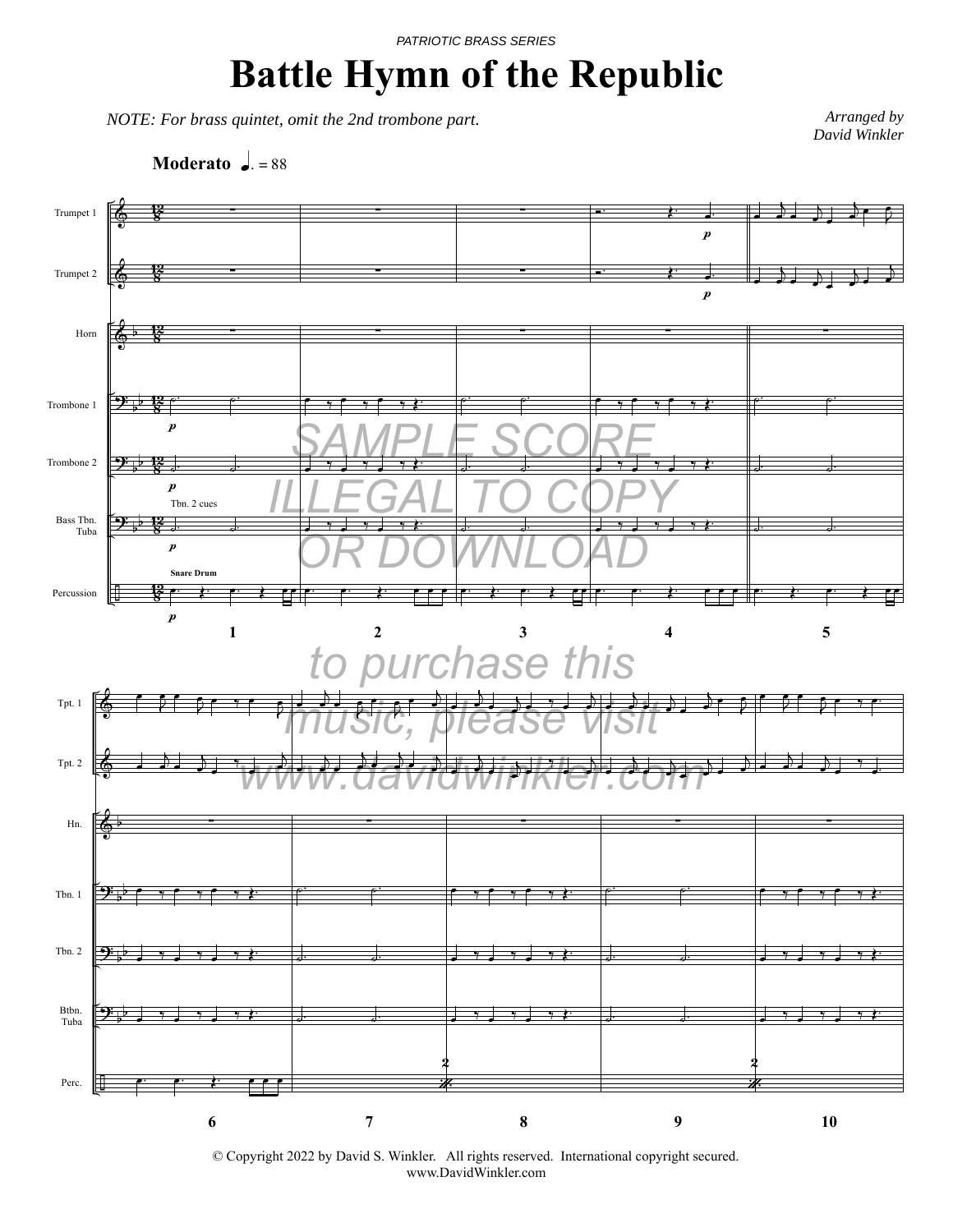*PATRIOTIC BRASS SERIES*

# Battle Hymn of the Republic

*NOTE: For brass quintet, omit the 2nd trombone part.*

*Arranged by*
*David Winkler*

**Moderato** ♩. = 88

SAMPLE SCORE ILLEGAL TO COPY OR DOWNLOAD

to purchase this music, please visit www.davidwinkler.com

© Copyright 2022 by David S. Winkler. All rights reserved. International copyright secured.
www.DavidWinkler.com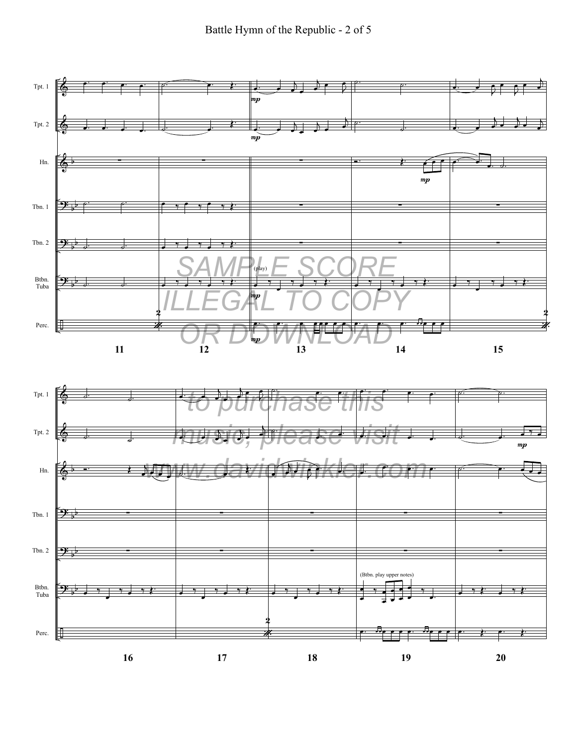SAMPLE SCORE ILLEGAL TO COPY OR DOWNLOAD

to purchase this music, please visit www.davidwinkler.com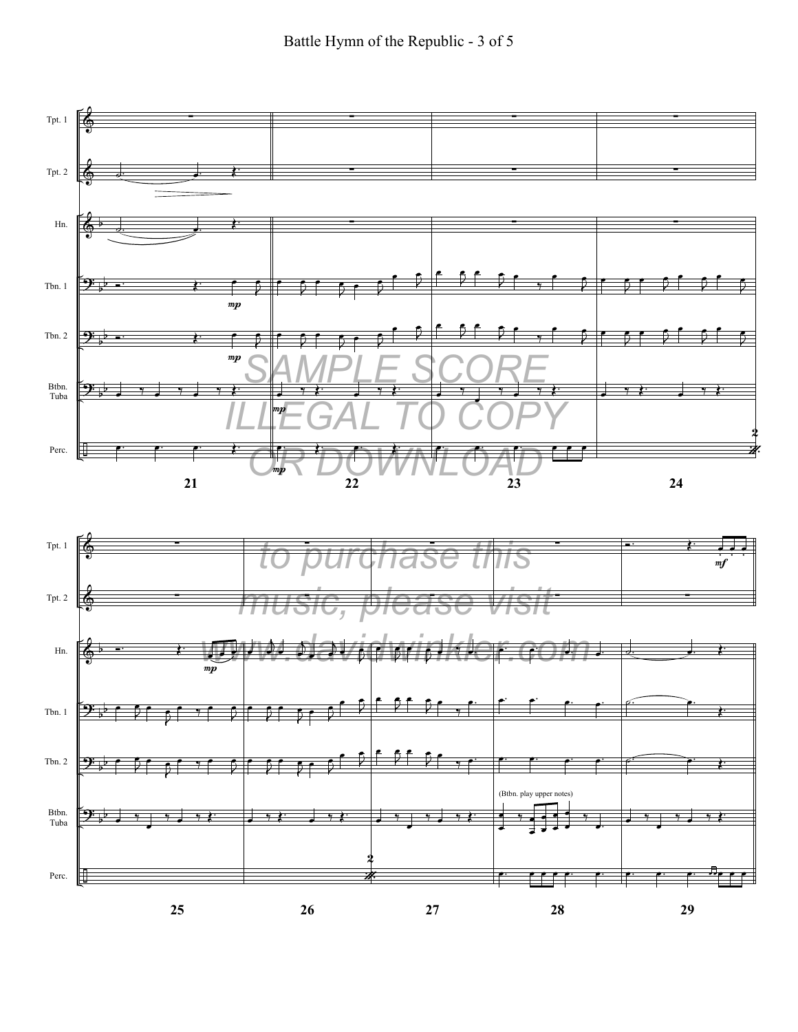SAMPLE SCORE
ILLEGAL TO COPY
OR DOWNLOAD

to purchase this music, please visit www.davidwinkler.com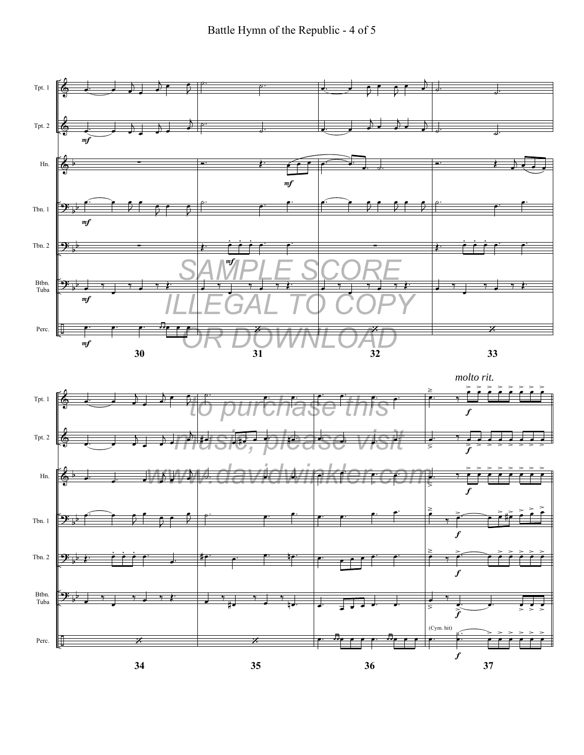SAMPLE SCORE
ILLEGAL TO COPY
OR DOWNLOAD

to purchase this music, please visit www.davidwinkler.com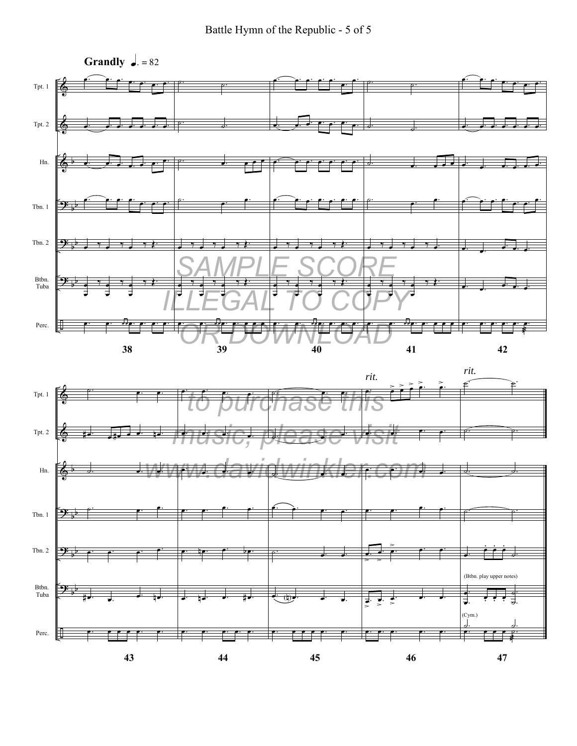**Grandly** ♩. = 82

Tpt. 1

Tpt. 2

Hn.

Tbn. 1

Tbn. 2

Btbn.
Tuba

Perc.

38 39 40 41 42

SAMPLE SCORE
ILLEGAL TO COPY
OR DOWNLOAD

*rit.*

*rit.*

to purchase this
music, please visit
www.davidwinkler.com

(Btbn. play upper notes)

(Cym.)

43 44 45 46 47